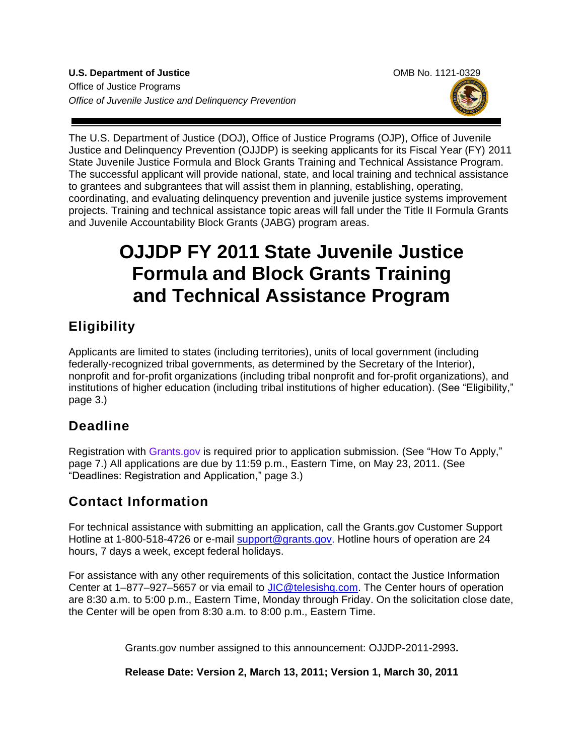**U.S. Department of Justice**
Office of Justice Programs
*Office of Juvenile Justice and Delinquency Prevention*

OMB No. 1121-0329

The U.S. Department of Justice (DOJ), Office of Justice Programs (OJP), Office of Juvenile Justice and Delinquency Prevention (OJJDP) is seeking applicants for its Fiscal Year (FY) 2011 State Juvenile Justice Formula and Block Grants Training and Technical Assistance Program. The successful applicant will provide national, state, and local training and technical assistance to grantees and subgrantees that will assist them in planning, establishing, operating, coordinating, and evaluating delinquency prevention and juvenile justice systems improvement projects. Training and technical assistance topic areas will fall under the Title II Formula Grants and Juvenile Accountability Block Grants (JABG) program areas.

# OJJDP FY 2011 State Juvenile Justice Formula and Block Grants Training and Technical Assistance Program

## Eligibility

Applicants are limited to states (including territories), units of local government (including federally-recognized tribal governments, as determined by the Secretary of the Interior), nonprofit and for-profit organizations (including tribal nonprofit and for-profit organizations), and institutions of higher education (including tribal institutions of higher education). (See "Eligibility," page 3.)

## Deadline

Registration with Grants.gov is required prior to application submission. (See "How To Apply," page 7.) All applications are due by 11:59 p.m., Eastern Time, on May 23, 2011. (See "Deadlines: Registration and Application," page 3.)

## Contact Information

For technical assistance with submitting an application, call the Grants.gov Customer Support Hotline at 1-800-518-4726 or e-mail support@grants.gov. Hotline hours of operation are 24 hours, 7 days a week, except federal holidays.

For assistance with any other requirements of this solicitation, contact the Justice Information Center at 1–877–927–5657 or via email to JIC@telesishq.com. The Center hours of operation are 8:30 a.m. to 5:00 p.m., Eastern Time, Monday through Friday. On the solicitation close date, the Center will be open from 8:30 a.m. to 8:00 p.m., Eastern Time.

Grants.gov number assigned to this announcement: OJJDP-2011-2993**.**

**Release Date: Version 2, March 13, 2011; Version 1, March 30, 2011**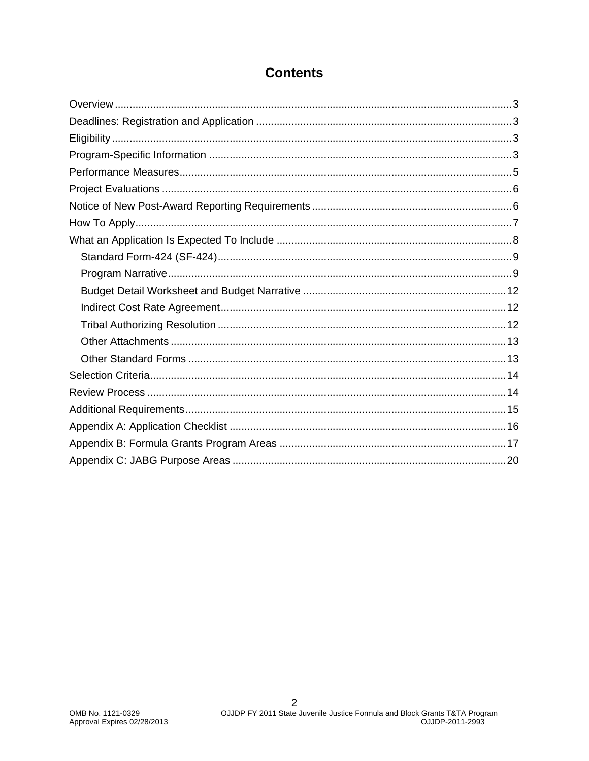# Contents

Overview ..................................................................................................................... 3
Deadlines: Registration and Application ...................................................................... 3
Eligibility ..................................................................................................................... 3
Program-Specific Information ...................................................................................... 3
Performance Measures ................................................................................................ 5
Project Evaluations ...................................................................................................... 6
Notice of New Post-Award Reporting Requirements ................................................... 6
How To Apply ............................................................................................................... 7
What an Application Is Expected To Include ............................................................... 8
- Standard Form-424 (SF-424) .................................................................................. 9
- Program Narrative .................................................................................................... 9
- Budget Detail Worksheet and Budget Narrative .................................................... 12
- Indirect Cost Rate Agreement ................................................................................ 12
- Tribal Authorizing Resolution ................................................................................. 12
- Other Attachments ................................................................................................. 13
- Other Standard Forms ........................................................................................... 13

Selection Criteria ........................................................................................................ 14
Review Process .......................................................................................................... 14
Additional Requirements ............................................................................................ 15
Appendix A: Application Checklist ............................................................................. 16
Appendix B: Formula Grants Program Areas ............................................................. 17
Appendix C: JABG Purpose Areas ............................................................................ 20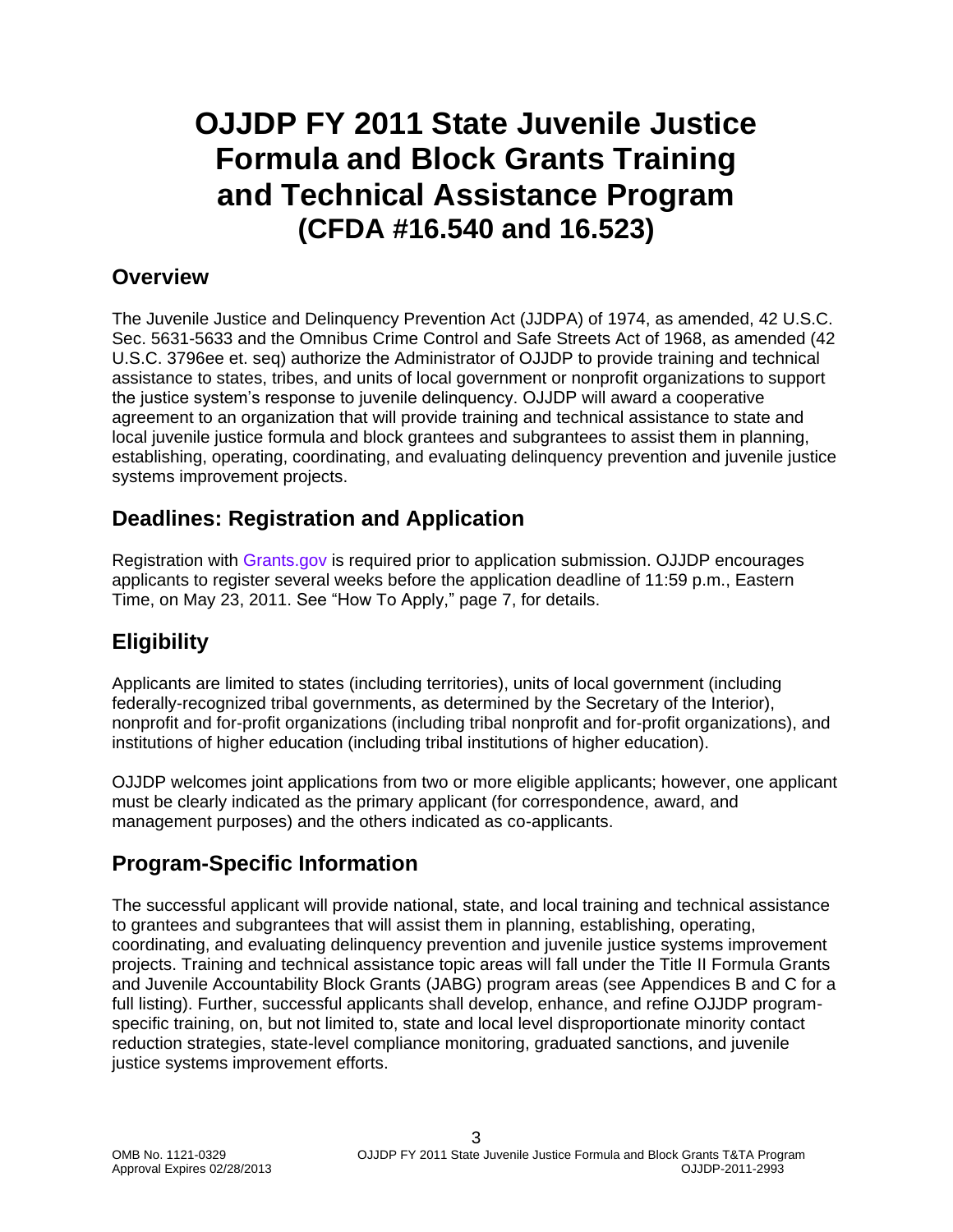# OJJDP FY 2011 State Juvenile Justice Formula and Block Grants Training and Technical Assistance Program (CFDA #16.540 and 16.523)

## Overview

The Juvenile Justice and Delinquency Prevention Act (JJDPA) of 1974, as amended, 42 U.S.C. Sec. 5631-5633 and the Omnibus Crime Control and Safe Streets Act of 1968, as amended (42 U.S.C. 3796ee et. seq) authorize the Administrator of OJJDP to provide training and technical assistance to states, tribes, and units of local government or nonprofit organizations to support the justice system's response to juvenile delinquency. OJJDP will award a cooperative agreement to an organization that will provide training and technical assistance to state and local juvenile justice formula and block grantees and subgrantees to assist them in planning, establishing, operating, coordinating, and evaluating delinquency prevention and juvenile justice systems improvement projects.

## Deadlines: Registration and Application

Registration with Grants.gov is required prior to application submission. OJJDP encourages applicants to register several weeks before the application deadline of 11:59 p.m., Eastern Time, on May 23, 2011. See "How To Apply," page 7, for details.

## Eligibility

Applicants are limited to states (including territories), units of local government (including federally-recognized tribal governments, as determined by the Secretary of the Interior), nonprofit and for-profit organizations (including tribal nonprofit and for-profit organizations), and institutions of higher education (including tribal institutions of higher education).

OJJDP welcomes joint applications from two or more eligible applicants; however, one applicant must be clearly indicated as the primary applicant (for correspondence, award, and management purposes) and the others indicated as co-applicants.

## Program-Specific Information

The successful applicant will provide national, state, and local training and technical assistance to grantees and subgrantees that will assist them in planning, establishing, operating, coordinating, and evaluating delinquency prevention and juvenile justice systems improvement projects. Training and technical assistance topic areas will fall under the Title II Formula Grants and Juvenile Accountability Block Grants (JABG) program areas (see Appendices B and C for a full listing). Further, successful applicants shall develop, enhance, and refine OJJDP program-specific training, on, but not limited to, state and local level disproportionate minority contact reduction strategies, state-level compliance monitoring, graduated sanctions, and juvenile justice systems improvement efforts.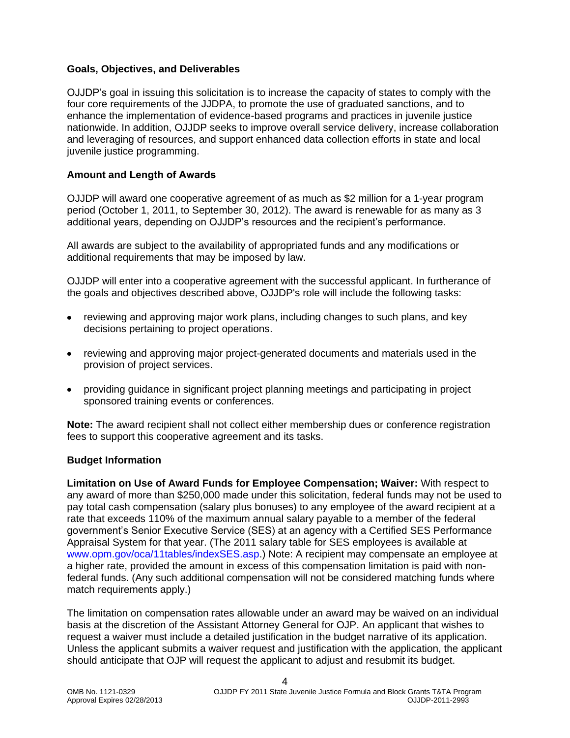### Goals, Objectives, and Deliverables

OJJDP's goal in issuing this solicitation is to increase the capacity of states to comply with the four core requirements of the JJDPA, to promote the use of graduated sanctions, and to enhance the implementation of evidence-based programs and practices in juvenile justice nationwide. In addition, OJJDP seeks to improve overall service delivery, increase collaboration and leveraging of resources, and support enhanced data collection efforts in state and local juvenile justice programming.

### Amount and Length of Awards

OJJDP will award one cooperative agreement of as much as $2 million for a 1-year program period (October 1, 2011, to September 30, 2012). The award is renewable for as many as 3 additional years, depending on OJJDP's resources and the recipient's performance.

All awards are subject to the availability of appropriated funds and any modifications or additional requirements that may be imposed by law.

OJJDP will enter into a cooperative agreement with the successful applicant. In furtherance of the goals and objectives described above, OJJDP's role will include the following tasks:

- reviewing and approving major work plans, including changes to such plans, and key decisions pertaining to project operations.
- reviewing and approving major project-generated documents and materials used in the provision of project services.
- providing guidance in significant project planning meetings and participating in project sponsored training events or conferences.

**Note:** The award recipient shall not collect either membership dues or conference registration fees to support this cooperative agreement and its tasks.

### Budget Information

**Limitation on Use of Award Funds for Employee Compensation; Waiver:** With respect to any award of more than $250,000 made under this solicitation, federal funds may not be used to pay total cash compensation (salary plus bonuses) to any employee of the award recipient at a rate that exceeds 110% of the maximum annual salary payable to a member of the federal government's Senior Executive Service (SES) at an agency with a Certified SES Performance Appraisal System for that year. (The 2011 salary table for SES employees is available at www.opm.gov/oca/11tables/indexSES.asp.) Note: A recipient may compensate an employee at a higher rate, provided the amount in excess of this compensation limitation is paid with non-federal funds. (Any such additional compensation will not be considered matching funds where match requirements apply.)

The limitation on compensation rates allowable under an award may be waived on an individual basis at the discretion of the Assistant Attorney General for OJP. An applicant that wishes to request a waiver must include a detailed justification in the budget narrative of its application. Unless the applicant submits a waiver request and justification with the application, the applicant should anticipate that OJP will request the applicant to adjust and resubmit its budget.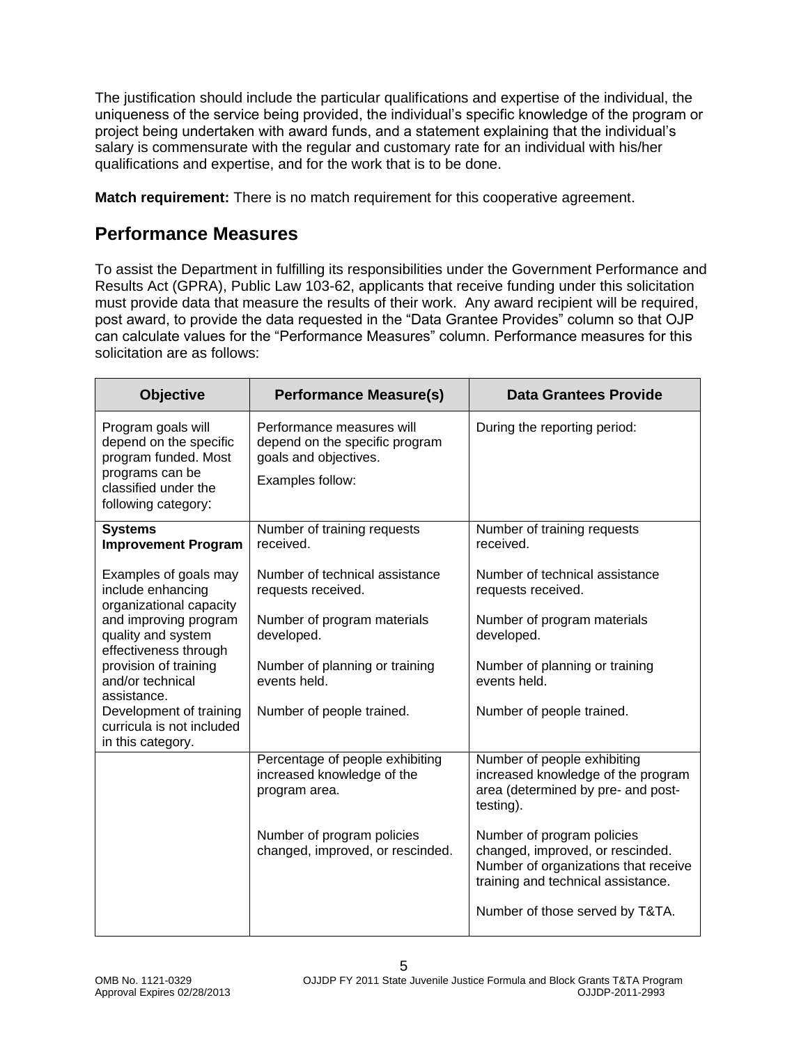The justification should include the particular qualifications and expertise of the individual, the uniqueness of the service being provided, the individual's specific knowledge of the program or project being undertaken with award funds, and a statement explaining that the individual's salary is commensurate with the regular and customary rate for an individual with his/her qualifications and expertise, and for the work that is to be done.

**Match requirement:** There is no match requirement for this cooperative agreement.

## Performance Measures

To assist the Department in fulfilling its responsibilities under the Government Performance and Results Act (GPRA), Public Law 103-62, applicants that receive funding under this solicitation must provide data that measure the results of their work. Any award recipient will be required, post award, to provide the data requested in the "Data Grantee Provides" column so that OJP can calculate values for the "Performance Measures" column. Performance measures for this solicitation are as follows:

| Objective | Performance Measure(s) | Data Grantees Provide |
|---|---|---|
| Program goals will depend on the specific program funded. Most programs can be classified under the following category: | Performance measures will depend on the specific program goals and objectives.<br><br>Examples follow: | During the reporting period: |
| **Systems Improvement Program**<br><br>Examples of goals may include enhancing organizational capacity and improving program quality and system effectiveness through provision of training and/or technical assistance. Development of training curricula is not included in this category. | Number of training requests received.<br><br>Number of technical assistance requests received.<br><br>Number of program materials developed.<br><br>Number of planning or training events held.<br><br>Number of people trained. | Number of training requests received.<br><br>Number of technical assistance requests received.<br><br>Number of program materials developed.<br><br>Number of planning or training events held.<br><br>Number of people trained. |
| | Percentage of people exhibiting increased knowledge of the program area.<br><br>Number of program policies changed, improved, or rescinded. | Number of people exhibiting increased knowledge of the program area (determined by pre- and post-testing).<br><br>Number of program policies changed, improved, or rescinded. Number of organizations that receive training and technical assistance.<br><br>Number of those served by T&TA. |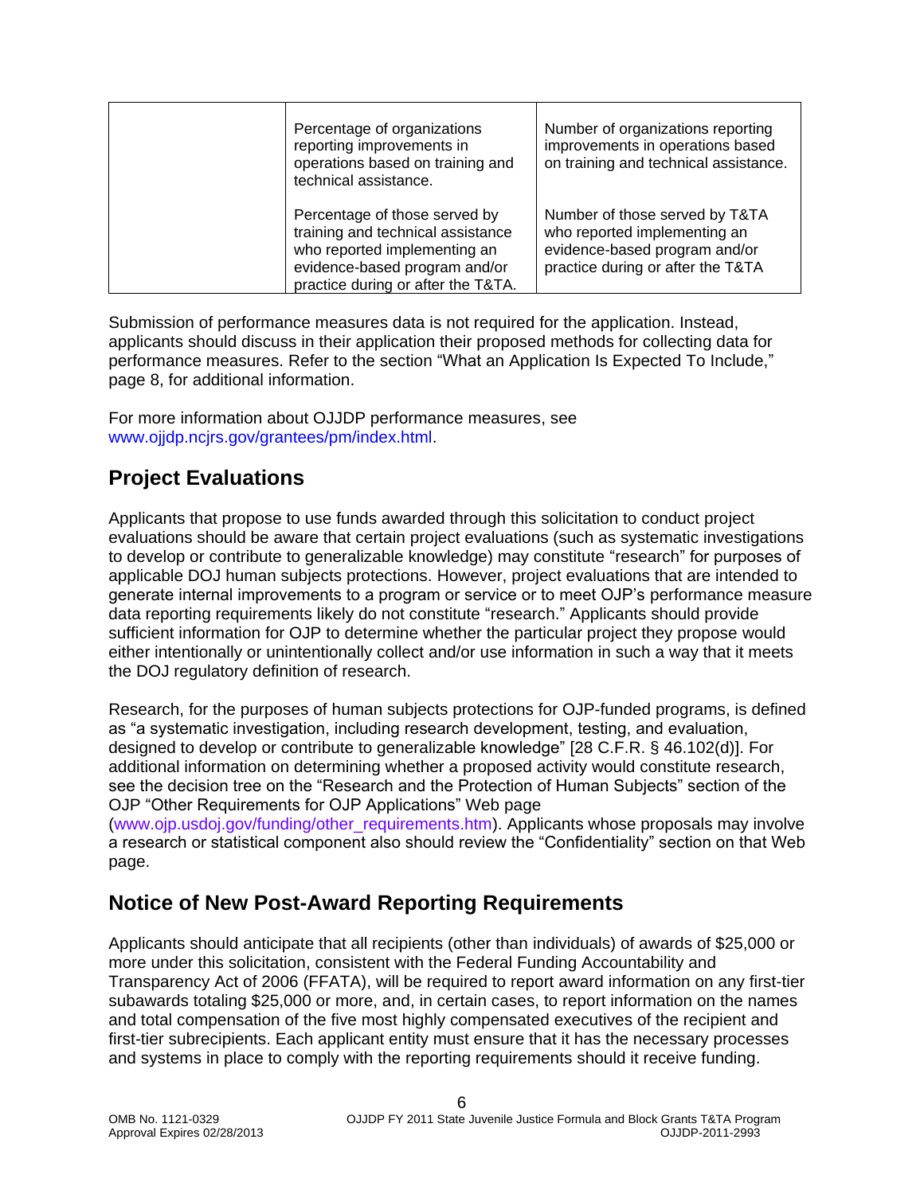| | | |
|---|---|---|
| | Percentage of organizations reporting improvements in operations based on training and technical assistance. | Number of organizations reporting improvements in operations based on training and technical assistance. |
| | Percentage of those served by training and technical assistance who reported implementing an evidence-based program and/or practice during or after the T&TA. | Number of those served by T&TA who reported implementing an evidence-based program and/or practice during or after the T&TA |

Submission of performance measures data is not required for the application. Instead, applicants should discuss in their application their proposed methods for collecting data for performance measures. Refer to the section "What an Application Is Expected To Include," page 8, for additional information.

For more information about OJJDP performance measures, see www.ojjdp.ncjrs.gov/grantees/pm/index.html.

## Project Evaluations

Applicants that propose to use funds awarded through this solicitation to conduct project evaluations should be aware that certain project evaluations (such as systematic investigations to develop or contribute to generalizable knowledge) may constitute "research" for purposes of applicable DOJ human subjects protections. However, project evaluations that are intended to generate internal improvements to a program or service or to meet OJP's performance measure data reporting requirements likely do not constitute "research." Applicants should provide sufficient information for OJP to determine whether the particular project they propose would either intentionally or unintentionally collect and/or use information in such a way that it meets the DOJ regulatory definition of research.

Research, for the purposes of human subjects protections for OJP-funded programs, is defined as "a systematic investigation, including research development, testing, and evaluation, designed to develop or contribute to generalizable knowledge" [28 C.F.R. § 46.102(d)]. For additional information on determining whether a proposed activity would constitute research, see the decision tree on the "Research and the Protection of Human Subjects" section of the OJP "Other Requirements for OJP Applications" Web page (www.ojp.usdoj.gov/funding/other_requirements.htm). Applicants whose proposals may involve a research or statistical component also should review the "Confidentiality" section on that Web page.

## Notice of New Post-Award Reporting Requirements

Applicants should anticipate that all recipients (other than individuals) of awards of $25,000 or more under this solicitation, consistent with the Federal Funding Accountability and Transparency Act of 2006 (FFATA), will be required to report award information on any first-tier subawards totaling $25,000 or more, and, in certain cases, to report information on the names and total compensation of the five most highly compensated executives of the recipient and first-tier subrecipients. Each applicant entity must ensure that it has the necessary processes and systems in place to comply with the reporting requirements should it receive funding.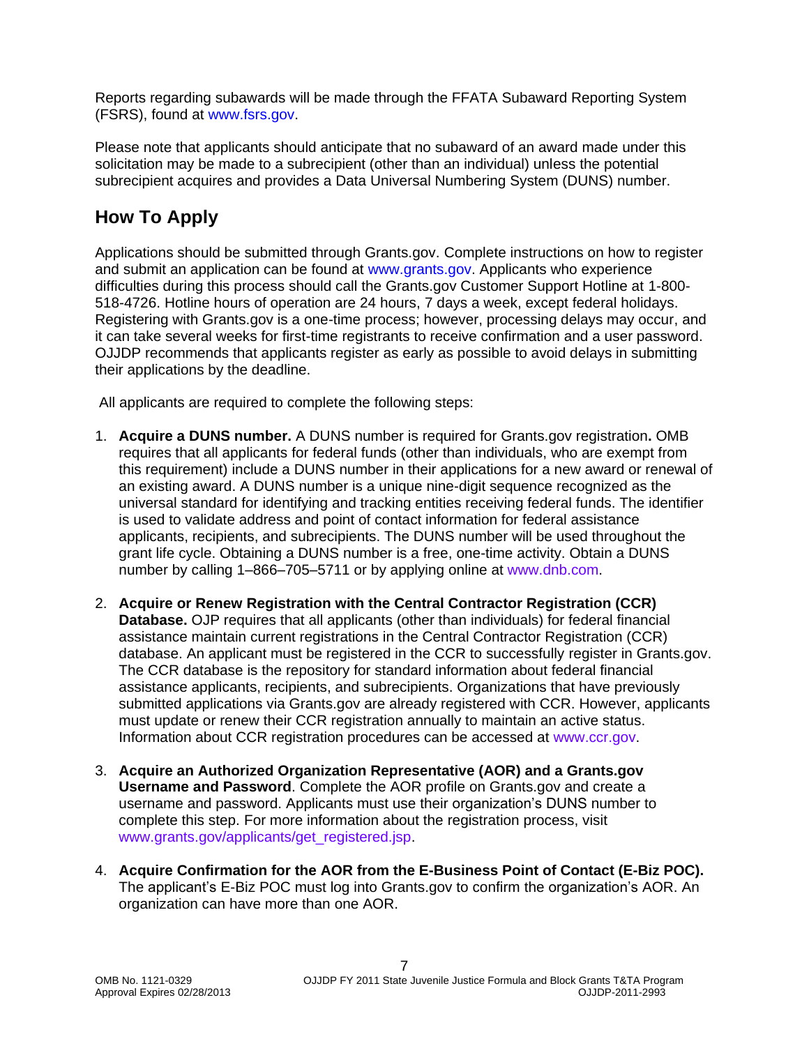Reports regarding subawards will be made through the FFATA Subaward Reporting System (FSRS), found at www.fsrs.gov.

Please note that applicants should anticipate that no subaward of an award made under this solicitation may be made to a subrecipient (other than an individual) unless the potential subrecipient acquires and provides a Data Universal Numbering System (DUNS) number.

## How To Apply

Applications should be submitted through Grants.gov. Complete instructions on how to register and submit an application can be found at www.grants.gov. Applicants who experience difficulties during this process should call the Grants.gov Customer Support Hotline at 1-800-518-4726. Hotline hours of operation are 24 hours, 7 days a week, except federal holidays. Registering with Grants.gov is a one-time process; however, processing delays may occur, and it can take several weeks for first-time registrants to receive confirmation and a user password. OJJDP recommends that applicants register as early as possible to avoid delays in submitting their applications by the deadline.

All applicants are required to complete the following steps:

1. **Acquire a DUNS number.** A DUNS number is required for Grants.gov registration**.** OMB requires that all applicants for federal funds (other than individuals, who are exempt from this requirement) include a DUNS number in their applications for a new award or renewal of an existing award. A DUNS number is a unique nine-digit sequence recognized as the universal standard for identifying and tracking entities receiving federal funds. The identifier is used to validate address and point of contact information for federal assistance applicants, recipients, and subrecipients. The DUNS number will be used throughout the grant life cycle. Obtaining a DUNS number is a free, one-time activity. Obtain a DUNS number by calling 1–866–705–5711 or by applying online at www.dnb.com.

2. **Acquire or Renew Registration with the Central Contractor Registration (CCR) Database.** OJP requires that all applicants (other than individuals) for federal financial assistance maintain current registrations in the Central Contractor Registration (CCR) database. An applicant must be registered in the CCR to successfully register in Grants.gov. The CCR database is the repository for standard information about federal financial assistance applicants, recipients, and subrecipients. Organizations that have previously submitted applications via Grants.gov are already registered with CCR. However, applicants must update or renew their CCR registration annually to maintain an active status. Information about CCR registration procedures can be accessed at www.ccr.gov.

3. **Acquire an Authorized Organization Representative (AOR) and a Grants.gov Username and Password**. Complete the AOR profile on Grants.gov and create a username and password. Applicants must use their organization's DUNS number to complete this step. For more information about the registration process, visit www.grants.gov/applicants/get_registered.jsp.

4. **Acquire Confirmation for the AOR from the E-Business Point of Contact (E-Biz POC).** The applicant's E-Biz POC must log into Grants.gov to confirm the organization's AOR. An organization can have more than one AOR.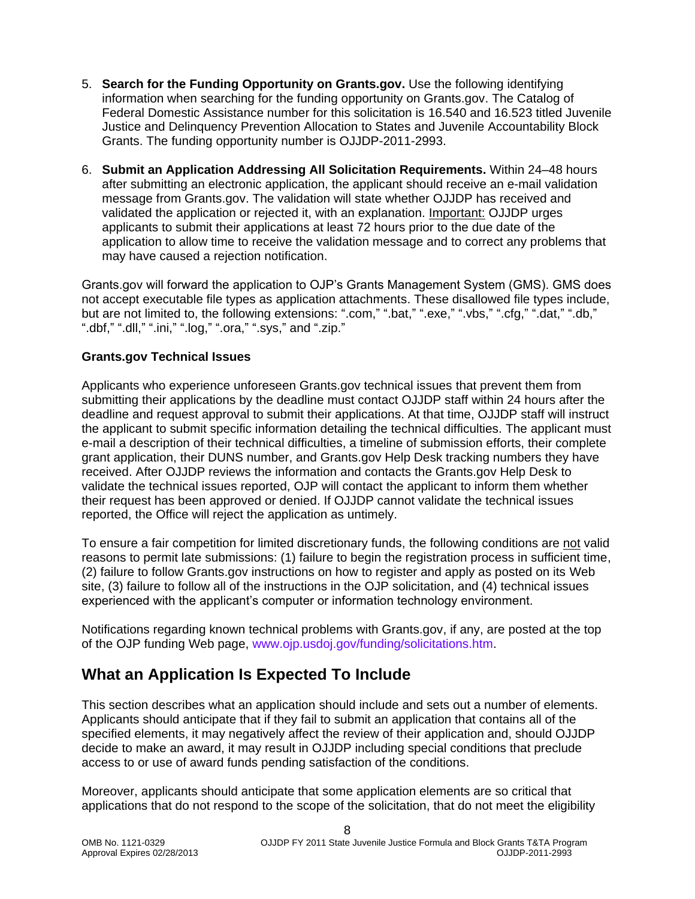5. **Search for the Funding Opportunity on Grants.gov.** Use the following identifying information when searching for the funding opportunity on Grants.gov. The Catalog of Federal Domestic Assistance number for this solicitation is 16.540 and 16.523 titled Juvenile Justice and Delinquency Prevention Allocation to States and Juvenile Accountability Block Grants. The funding opportunity number is OJJDP-2011-2993.

6. **Submit an Application Addressing All Solicitation Requirements.** Within 24–48 hours after submitting an electronic application, the applicant should receive an e-mail validation message from Grants.gov. The validation will state whether OJJDP has received and validated the application or rejected it, with an explanation. Important: OJJDP urges applicants to submit their applications at least 72 hours prior to the due date of the application to allow time to receive the validation message and to correct any problems that may have caused a rejection notification.

Grants.gov will forward the application to OJP's Grants Management System (GMS). GMS does not accept executable file types as application attachments. These disallowed file types include, but are not limited to, the following extensions: ".com," ".bat," ".exe," ".vbs," ".cfg," ".dat," ".db," ".dbf," ".dll," ".ini," ".log," ".ora," ".sys," and ".zip."

**Grants.gov Technical Issues**

Applicants who experience unforeseen Grants.gov technical issues that prevent them from submitting their applications by the deadline must contact OJJDP staff within 24 hours after the deadline and request approval to submit their applications. At that time, OJJDP staff will instruct the applicant to submit specific information detailing the technical difficulties. The applicant must e-mail a description of their technical difficulties, a timeline of submission efforts, their complete grant application, their DUNS number, and Grants.gov Help Desk tracking numbers they have received. After OJJDP reviews the information and contacts the Grants.gov Help Desk to validate the technical issues reported, OJP will contact the applicant to inform them whether their request has been approved or denied. If OJJDP cannot validate the technical issues reported, the Office will reject the application as untimely.

To ensure a fair competition for limited discretionary funds, the following conditions are not valid reasons to permit late submissions: (1) failure to begin the registration process in sufficient time, (2) failure to follow Grants.gov instructions on how to register and apply as posted on its Web site, (3) failure to follow all of the instructions in the OJP solicitation, and (4) technical issues experienced with the applicant's computer or information technology environment.

Notifications regarding known technical problems with Grants.gov, if any, are posted at the top of the OJP funding Web page, www.ojp.usdoj.gov/funding/solicitations.htm.

## What an Application Is Expected To Include

This section describes what an application should include and sets out a number of elements. Applicants should anticipate that if they fail to submit an application that contains all of the specified elements, it may negatively affect the review of their application and, should OJJDP decide to make an award, it may result in OJJDP including special conditions that preclude access to or use of award funds pending satisfaction of the conditions.

Moreover, applicants should anticipate that some application elements are so critical that applications that do not respond to the scope of the solicitation, that do not meet the eligibility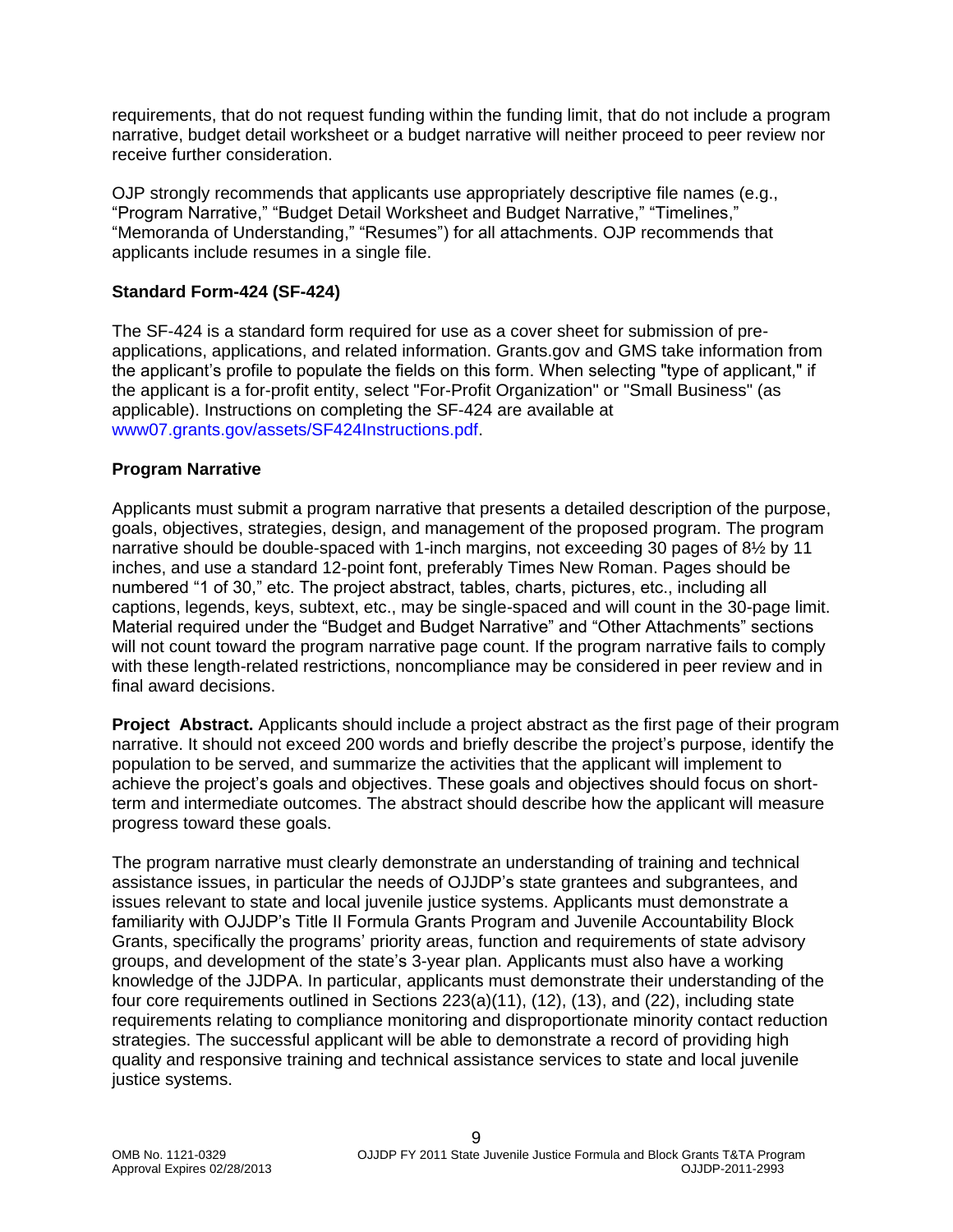requirements, that do not request funding within the funding limit, that do not include a program narrative, budget detail worksheet or a budget narrative will neither proceed to peer review nor receive further consideration.

OJP strongly recommends that applicants use appropriately descriptive file names (e.g., "Program Narrative," "Budget Detail Worksheet and Budget Narrative," "Timelines," "Memoranda of Understanding," "Resumes") for all attachments. OJP recommends that applicants include resumes in a single file.

**Standard Form-424 (SF-424)**

The SF-424 is a standard form required for use as a cover sheet for submission of pre-applications, applications, and related information. Grants.gov and GMS take information from the applicant's profile to populate the fields on this form. When selecting "type of applicant," if the applicant is a for-profit entity, select "For-Profit Organization" or "Small Business" (as applicable). Instructions on completing the SF-424 are available at www07.grants.gov/assets/SF424Instructions.pdf.

**Program Narrative**

Applicants must submit a program narrative that presents a detailed description of the purpose, goals, objectives, strategies, design, and management of the proposed program. The program narrative should be double-spaced with 1-inch margins, not exceeding 30 pages of 8½ by 11 inches, and use a standard 12-point font, preferably Times New Roman. Pages should be numbered "1 of 30," etc. The project abstract, tables, charts, pictures, etc., including all captions, legends, keys, subtext, etc., may be single-spaced and will count in the 30-page limit. Material required under the "Budget and Budget Narrative" and "Other Attachments" sections will not count toward the program narrative page count. If the program narrative fails to comply with these length-related restrictions, noncompliance may be considered in peer review and in final award decisions.

**Project Abstract.** Applicants should include a project abstract as the first page of their program narrative. It should not exceed 200 words and briefly describe the project's purpose, identify the population to be served, and summarize the activities that the applicant will implement to achieve the project's goals and objectives. These goals and objectives should focus on short-term and intermediate outcomes. The abstract should describe how the applicant will measure progress toward these goals.

The program narrative must clearly demonstrate an understanding of training and technical assistance issues, in particular the needs of OJJDP's state grantees and subgrantees, and issues relevant to state and local juvenile justice systems. Applicants must demonstrate a familiarity with OJJDP's Title II Formula Grants Program and Juvenile Accountability Block Grants, specifically the programs' priority areas, function and requirements of state advisory groups, and development of the state's 3-year plan. Applicants must also have a working knowledge of the JJDPA. In particular, applicants must demonstrate their understanding of the four core requirements outlined in Sections 223(a)(11), (12), (13), and (22), including state requirements relating to compliance monitoring and disproportionate minority contact reduction strategies. The successful applicant will be able to demonstrate a record of providing high quality and responsive training and technical assistance services to state and local juvenile justice systems.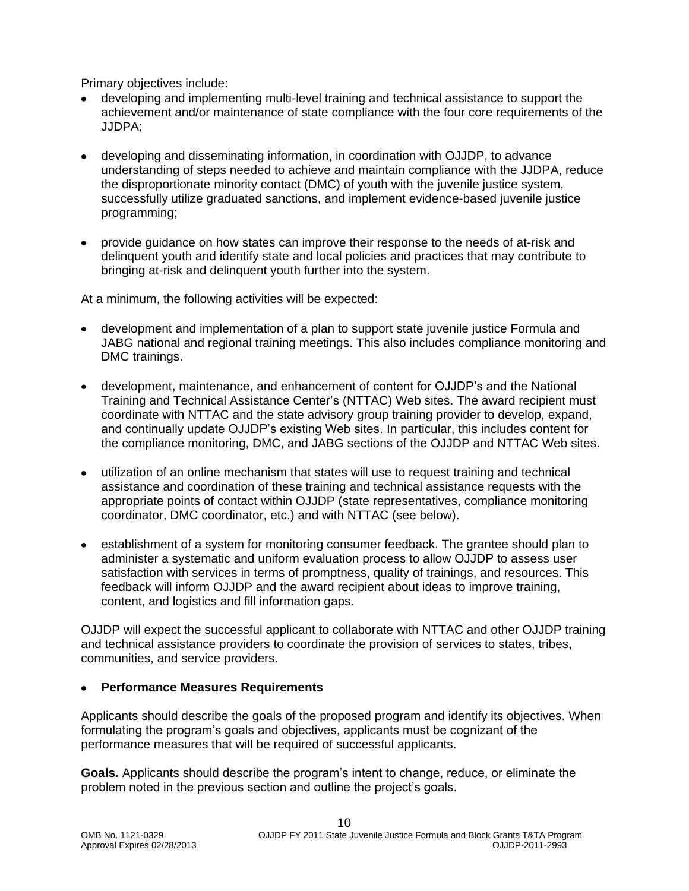Primary objectives include:

- developing and implementing multi-level training and technical assistance to support the achievement and/or maintenance of state compliance with the four core requirements of the JJDPA;

- developing and disseminating information, in coordination with OJJDP, to advance understanding of steps needed to achieve and maintain compliance with the JJDPA, reduce the disproportionate minority contact (DMC) of youth with the juvenile justice system, successfully utilize graduated sanctions, and implement evidence-based juvenile justice programming;

- provide guidance on how states can improve their response to the needs of at-risk and delinquent youth and identify state and local policies and practices that may contribute to bringing at-risk and delinquent youth further into the system.

At a minimum, the following activities will be expected:

- development and implementation of a plan to support state juvenile justice Formula and JABG national and regional training meetings. This also includes compliance monitoring and DMC trainings.

- development, maintenance, and enhancement of content for OJJDP's and the National Training and Technical Assistance Center's (NTTAC) Web sites. The award recipient must coordinate with NTTAC and the state advisory group training provider to develop, expand, and continually update OJJDP's existing Web sites. In particular, this includes content for the compliance monitoring, DMC, and JABG sections of the OJJDP and NTTAC Web sites.

- utilization of an online mechanism that states will use to request training and technical assistance and coordination of these training and technical assistance requests with the appropriate points of contact within OJJDP (state representatives, compliance monitoring coordinator, DMC coordinator, etc.) and with NTTAC (see below).

- establishment of a system for monitoring consumer feedback. The grantee should plan to administer a systematic and uniform evaluation process to allow OJJDP to assess user satisfaction with services in terms of promptness, quality of trainings, and resources. This feedback will inform OJJDP and the award recipient about ideas to improve training, content, and logistics and fill information gaps.

OJJDP will expect the successful applicant to collaborate with NTTAC and other OJJDP training and technical assistance providers to coordinate the provision of services to states, tribes, communities, and service providers.

- **Performance Measures Requirements**

Applicants should describe the goals of the proposed program and identify its objectives. When formulating the program's goals and objectives, applicants must be cognizant of the performance measures that will be required of successful applicants.

**Goals.** Applicants should describe the program's intent to change, reduce, or eliminate the problem noted in the previous section and outline the project's goals.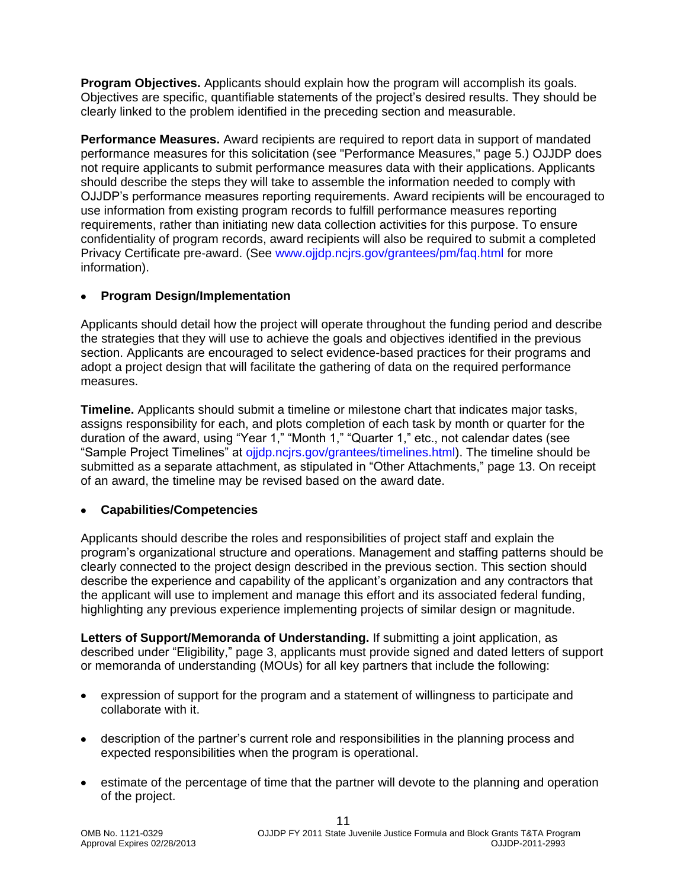**Program Objectives.** Applicants should explain how the program will accomplish its goals. Objectives are specific, quantifiable statements of the project's desired results. They should be clearly linked to the problem identified in the preceding section and measurable.

**Performance Measures.** Award recipients are required to report data in support of mandated performance measures for this solicitation (see "Performance Measures," page 5.) OJJDP does not require applicants to submit performance measures data with their applications. Applicants should describe the steps they will take to assemble the information needed to comply with OJJDP's performance measures reporting requirements. Award recipients will be encouraged to use information from existing program records to fulfill performance measures reporting requirements, rather than initiating new data collection activities for this purpose. To ensure confidentiality of program records, award recipients will also be required to submit a completed Privacy Certificate pre-award. (See www.ojjdp.ncjrs.gov/grantees/pm/faq.html for more information).

- **Program Design/Implementation**

Applicants should detail how the project will operate throughout the funding period and describe the strategies that they will use to achieve the goals and objectives identified in the previous section. Applicants are encouraged to select evidence-based practices for their programs and adopt a project design that will facilitate the gathering of data on the required performance measures.

**Timeline.** Applicants should submit a timeline or milestone chart that indicates major tasks, assigns responsibility for each, and plots completion of each task by month or quarter for the duration of the award, using "Year 1," "Month 1," "Quarter 1," etc., not calendar dates (see "Sample Project Timelines" at ojjdp.ncjrs.gov/grantees/timelines.html). The timeline should be submitted as a separate attachment, as stipulated in "Other Attachments," page 13. On receipt of an award, the timeline may be revised based on the award date.

- **Capabilities/Competencies**

Applicants should describe the roles and responsibilities of project staff and explain the program's organizational structure and operations. Management and staffing patterns should be clearly connected to the project design described in the previous section. This section should describe the experience and capability of the applicant's organization and any contractors that the applicant will use to implement and manage this effort and its associated federal funding, highlighting any previous experience implementing projects of similar design or magnitude.

**Letters of Support/Memoranda of Understanding.** If submitting a joint application, as described under "Eligibility," page 3, applicants must provide signed and dated letters of support or memoranda of understanding (MOUs) for all key partners that include the following:

- expression of support for the program and a statement of willingness to participate and collaborate with it.
- description of the partner's current role and responsibilities in the planning process and expected responsibilities when the program is operational.
- estimate of the percentage of time that the partner will devote to the planning and operation of the project.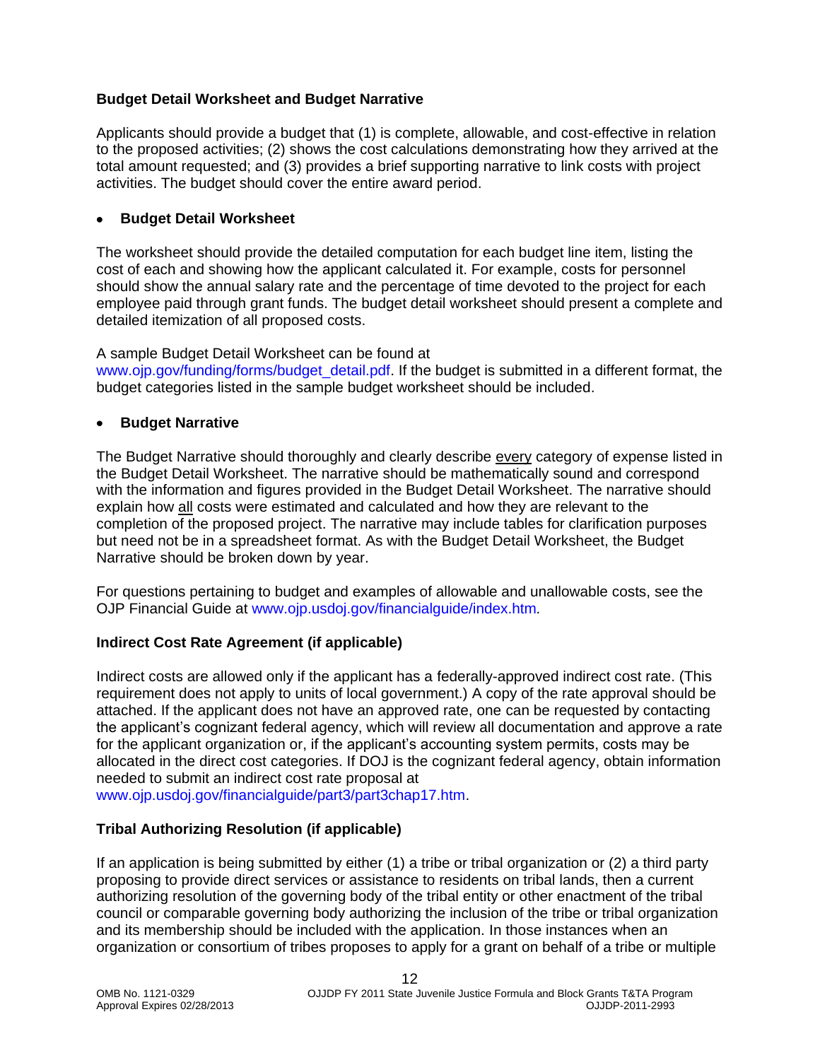**Budget Detail Worksheet and Budget Narrative**

Applicants should provide a budget that (1) is complete, allowable, and cost-effective in relation to the proposed activities; (2) shows the cost calculations demonstrating how they arrived at the total amount requested; and (3) provides a brief supporting narrative to link costs with project activities. The budget should cover the entire award period.

- **Budget Detail Worksheet**

The worksheet should provide the detailed computation for each budget line item, listing the cost of each and showing how the applicant calculated it. For example, costs for personnel should show the annual salary rate and the percentage of time devoted to the project for each employee paid through grant funds. The budget detail worksheet should present a complete and detailed itemization of all proposed costs.

A sample Budget Detail Worksheet can be found at www.ojp.gov/funding/forms/budget_detail.pdf. If the budget is submitted in a different format, the budget categories listed in the sample budget worksheet should be included.

- **Budget Narrative**

The Budget Narrative should thoroughly and clearly describe <u>every</u> category of expense listed in the Budget Detail Worksheet. The narrative should be mathematically sound and correspond with the information and figures provided in the Budget Detail Worksheet. The narrative should explain how <u>all</u> costs were estimated and calculated and how they are relevant to the completion of the proposed project. The narrative may include tables for clarification purposes but need not be in a spreadsheet format. As with the Budget Detail Worksheet, the Budget Narrative should be broken down by year.

For questions pertaining to budget and examples of allowable and unallowable costs, see the OJP Financial Guide at www.ojp.usdoj.gov/financialguide/index.htm*.*

**Indirect Cost Rate Agreement (if applicable)**

Indirect costs are allowed only if the applicant has a federally-approved indirect cost rate. (This requirement does not apply to units of local government.) A copy of the rate approval should be attached. If the applicant does not have an approved rate, one can be requested by contacting the applicant's cognizant federal agency, which will review all documentation and approve a rate for the applicant organization or, if the applicant's accounting system permits, costs may be allocated in the direct cost categories. If DOJ is the cognizant federal agency, obtain information needed to submit an indirect cost rate proposal at www.ojp.usdoj.gov/financialguide/part3/part3chap17.htm.

**Tribal Authorizing Resolution (if applicable)**

If an application is being submitted by either (1) a tribe or tribal organization or (2) a third party proposing to provide direct services or assistance to residents on tribal lands, then a current authorizing resolution of the governing body of the tribal entity or other enactment of the tribal council or comparable governing body authorizing the inclusion of the tribe or tribal organization and its membership should be included with the application. In those instances when an organization or consortium of tribes proposes to apply for a grant on behalf of a tribe or multiple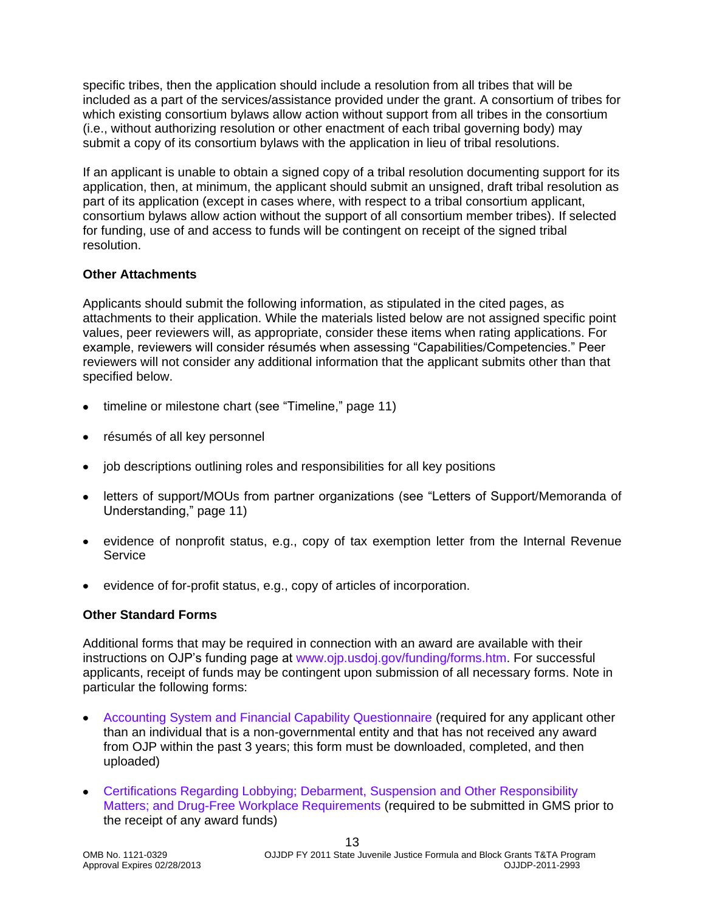specific tribes, then the application should include a resolution from all tribes that will be included as a part of the services/assistance provided under the grant. A consortium of tribes for which existing consortium bylaws allow action without support from all tribes in the consortium (i.e., without authorizing resolution or other enactment of each tribal governing body) may submit a copy of its consortium bylaws with the application in lieu of tribal resolutions.

If an applicant is unable to obtain a signed copy of a tribal resolution documenting support for its application, then, at minimum, the applicant should submit an unsigned, draft tribal resolution as part of its application (except in cases where, with respect to a tribal consortium applicant, consortium bylaws allow action without the support of all consortium member tribes). If selected for funding, use of and access to funds will be contingent on receipt of the signed tribal resolution.

**Other Attachments**

Applicants should submit the following information, as stipulated in the cited pages, as attachments to their application. While the materials listed below are not assigned specific point values, peer reviewers will, as appropriate, consider these items when rating applications. For example, reviewers will consider résumés when assessing "Capabilities/Competencies." Peer reviewers will not consider any additional information that the applicant submits other than that specified below.

- timeline or milestone chart (see "Timeline," page 11)
- résumés of all key personnel
- job descriptions outlining roles and responsibilities for all key positions
- letters of support/MOUs from partner organizations (see "Letters of Support/Memoranda of Understanding," page 11)
- evidence of nonprofit status, e.g., copy of tax exemption letter from the Internal Revenue Service
- evidence of for-profit status, e.g., copy of articles of incorporation.

**Other Standard Forms**

Additional forms that may be required in connection with an award are available with their instructions on OJP's funding page at www.ojp.usdoj.gov/funding/forms.htm. For successful applicants, receipt of funds may be contingent upon submission of all necessary forms. Note in particular the following forms:

- Accounting System and Financial Capability Questionnaire (required for any applicant other than an individual that is a non-governmental entity and that has not received any award from OJP within the past 3 years; this form must be downloaded, completed, and then uploaded)
- Certifications Regarding Lobbying; Debarment, Suspension and Other Responsibility Matters; and Drug-Free Workplace Requirements (required to be submitted in GMS prior to the receipt of any award funds)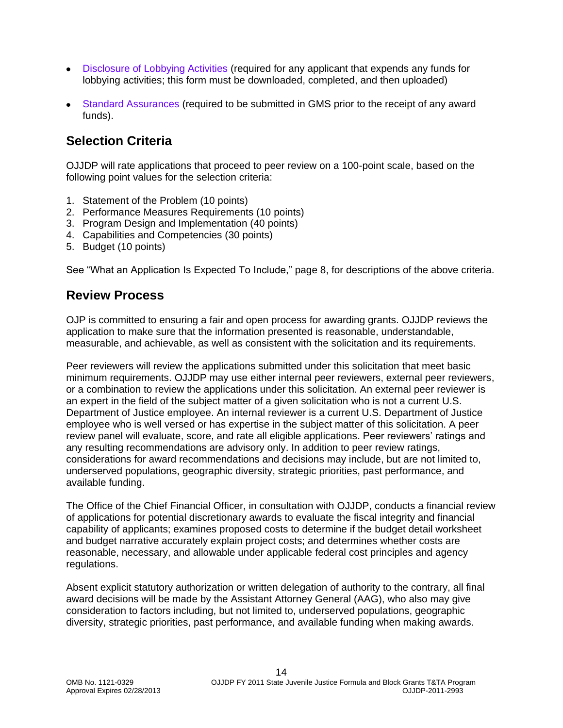- Disclosure of Lobbying Activities (required for any applicant that expends any funds for lobbying activities; this form must be downloaded, completed, and then uploaded)
- Standard Assurances (required to be submitted in GMS prior to the receipt of any award funds).

## Selection Criteria

OJJDP will rate applications that proceed to peer review on a 100-point scale, based on the following point values for the selection criteria:

1. Statement of the Problem (10 points)
2. Performance Measures Requirements (10 points)
3. Program Design and Implementation (40 points)
4. Capabilities and Competencies (30 points)
5. Budget (10 points)

See "What an Application Is Expected To Include," page 8, for descriptions of the above criteria.

## Review Process

OJP is committed to ensuring a fair and open process for awarding grants. OJJDP reviews the application to make sure that the information presented is reasonable, understandable, measurable, and achievable, as well as consistent with the solicitation and its requirements.

Peer reviewers will review the applications submitted under this solicitation that meet basic minimum requirements. OJJDP may use either internal peer reviewers, external peer reviewers, or a combination to review the applications under this solicitation. An external peer reviewer is an expert in the field of the subject matter of a given solicitation who is not a current U.S. Department of Justice employee. An internal reviewer is a current U.S. Department of Justice employee who is well versed or has expertise in the subject matter of this solicitation. A peer review panel will evaluate, score, and rate all eligible applications. Peer reviewers' ratings and any resulting recommendations are advisory only. In addition to peer review ratings, considerations for award recommendations and decisions may include, but are not limited to, underserved populations, geographic diversity, strategic priorities, past performance, and available funding.

The Office of the Chief Financial Officer, in consultation with OJJDP, conducts a financial review of applications for potential discretionary awards to evaluate the fiscal integrity and financial capability of applicants; examines proposed costs to determine if the budget detail worksheet and budget narrative accurately explain project costs; and determines whether costs are reasonable, necessary, and allowable under applicable federal cost principles and agency regulations.

Absent explicit statutory authorization or written delegation of authority to the contrary, all final award decisions will be made by the Assistant Attorney General (AAG), who also may give consideration to factors including, but not limited to, underserved populations, geographic diversity, strategic priorities, past performance, and available funding when making awards.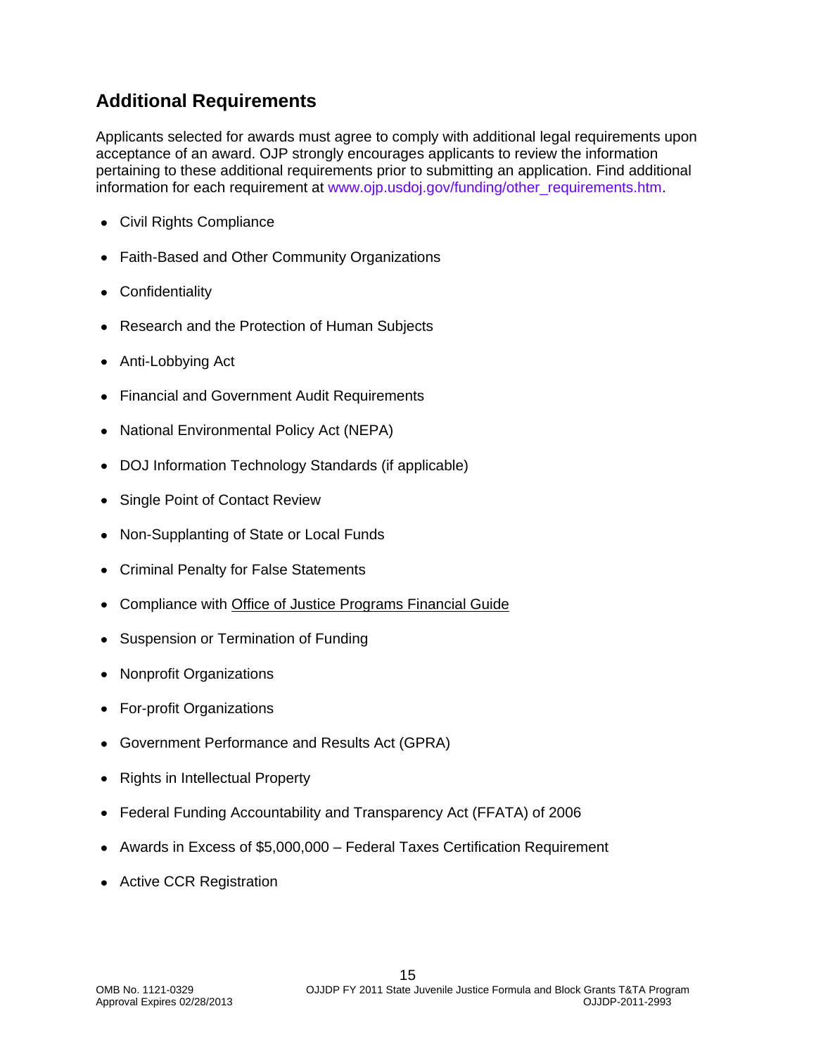## Additional Requirements

Applicants selected for awards must agree to comply with additional legal requirements upon acceptance of an award. OJP strongly encourages applicants to review the information pertaining to these additional requirements prior to submitting an application. Find additional information for each requirement at www.ojp.usdoj.gov/funding/other_requirements.htm.

- Civil Rights Compliance
- Faith-Based and Other Community Organizations
- Confidentiality
- Research and the Protection of Human Subjects
- Anti-Lobbying Act
- Financial and Government Audit Requirements
- National Environmental Policy Act (NEPA)
- DOJ Information Technology Standards (if applicable)
- Single Point of Contact Review
- Non-Supplanting of State or Local Funds
- Criminal Penalty for False Statements
- Compliance with Office of Justice Programs Financial Guide
- Suspension or Termination of Funding
- Nonprofit Organizations
- For-profit Organizations
- Government Performance and Results Act (GPRA)
- Rights in Intellectual Property
- Federal Funding Accountability and Transparency Act (FFATA) of 2006
- Awards in Excess of $5,000,000 – Federal Taxes Certification Requirement
- Active CCR Registration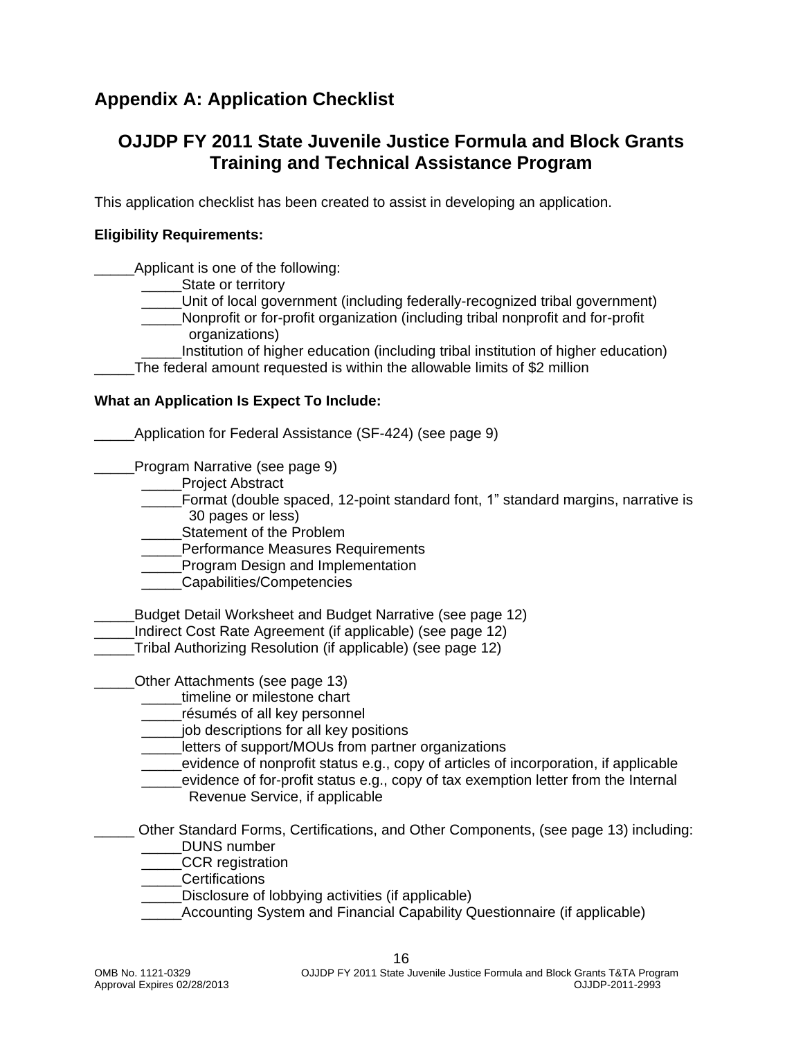## Appendix A: Application Checklist

### OJJDP FY 2011 State Juvenile Justice Formula and Block Grants Training and Technical Assistance Program

This application checklist has been created to assist in developing an application.

**Eligibility Requirements:**

_____Applicant is one of the following:
- _____State or territory
- _____Unit of local government (including federally-recognized tribal government)
- _____Nonprofit or for-profit organization (including tribal nonprofit and for-profit organizations)
- _____Institution of higher education (including tribal institution of higher education)

_____The federal amount requested is within the allowable limits of $2 million

**What an Application Is Expect To Include:**

_____Application for Federal Assistance (SF-424) (see page 9)

_____Program Narrative (see page 9)
- _____Project Abstract
- _____Format (double spaced, 12-point standard font, 1” standard margins, narrative is 30 pages or less)
- _____Statement of the Problem
- _____Performance Measures Requirements
- _____Program Design and Implementation
- _____Capabilities/Competencies

_____Budget Detail Worksheet and Budget Narrative (see page 12)
_____Indirect Cost Rate Agreement (if applicable) (see page 12)
_____Tribal Authorizing Resolution (if applicable) (see page 12)

_____Other Attachments (see page 13)
- _____timeline or milestone chart
- _____résumés of all key personnel
- _____job descriptions for all key positions
- _____letters of support/MOUs from partner organizations
- _____evidence of nonprofit status e.g., copy of articles of incorporation, if applicable
- _____evidence of for-profit status e.g., copy of tax exemption letter from the Internal Revenue Service, if applicable

_____ Other Standard Forms, Certifications, and Other Components, (see page 13) including:
- _____DUNS number
- _____CCR registration
- _____Certifications
- _____Disclosure of lobbying activities (if applicable)
- _____Accounting System and Financial Capability Questionnaire (if applicable)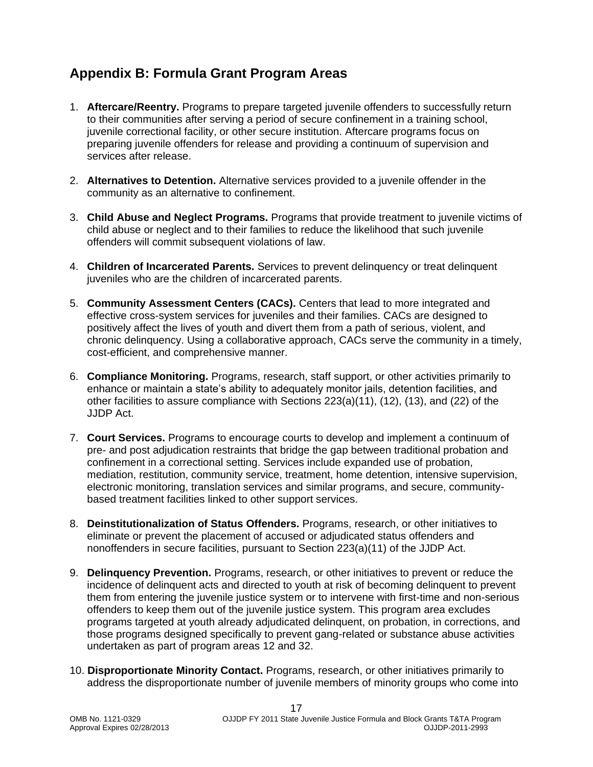## Appendix B: Formula Grant Program Areas

1. **Aftercare/Reentry.** Programs to prepare targeted juvenile offenders to successfully return to their communities after serving a period of secure confinement in a training school, juvenile correctional facility, or other secure institution. Aftercare programs focus on preparing juvenile offenders for release and providing a continuum of supervision and services after release.

2. **Alternatives to Detention.** Alternative services provided to a juvenile offender in the community as an alternative to confinement.

3. **Child Abuse and Neglect Programs.** Programs that provide treatment to juvenile victims of child abuse or neglect and to their families to reduce the likelihood that such juvenile offenders will commit subsequent violations of law.

4. **Children of Incarcerated Parents.** Services to prevent delinquency or treat delinquent juveniles who are the children of incarcerated parents.

5. **Community Assessment Centers (CACs).** Centers that lead to more integrated and effective cross-system services for juveniles and their families. CACs are designed to positively affect the lives of youth and divert them from a path of serious, violent, and chronic delinquency. Using a collaborative approach, CACs serve the community in a timely, cost-efficient, and comprehensive manner.

6. **Compliance Monitoring.** Programs, research, staff support, or other activities primarily to enhance or maintain a state's ability to adequately monitor jails, detention facilities, and other facilities to assure compliance with Sections 223(a)(11), (12), (13), and (22) of the JJDP Act.

7. **Court Services.** Programs to encourage courts to develop and implement a continuum of pre- and post adjudication restraints that bridge the gap between traditional probation and confinement in a correctional setting. Services include expanded use of probation, mediation, restitution, community service, treatment, home detention, intensive supervision, electronic monitoring, translation services and similar programs, and secure, community-based treatment facilities linked to other support services.

8. **Deinstitutionalization of Status Offenders.** Programs, research, or other initiatives to eliminate or prevent the placement of accused or adjudicated status offenders and nonoffenders in secure facilities, pursuant to Section 223(a)(11) of the JJDP Act.

9. **Delinquency Prevention.** Programs, research, or other initiatives to prevent or reduce the incidence of delinquent acts and directed to youth at risk of becoming delinquent to prevent them from entering the juvenile justice system or to intervene with first-time and non-serious offenders to keep them out of the juvenile justice system. This program area excludes programs targeted at youth already adjudicated delinquent, on probation, in corrections, and those programs designed specifically to prevent gang-related or substance abuse activities undertaken as part of program areas 12 and 32.

10. **Disproportionate Minority Contact.** Programs, research, or other initiatives primarily to address the disproportionate number of juvenile members of minority groups who come into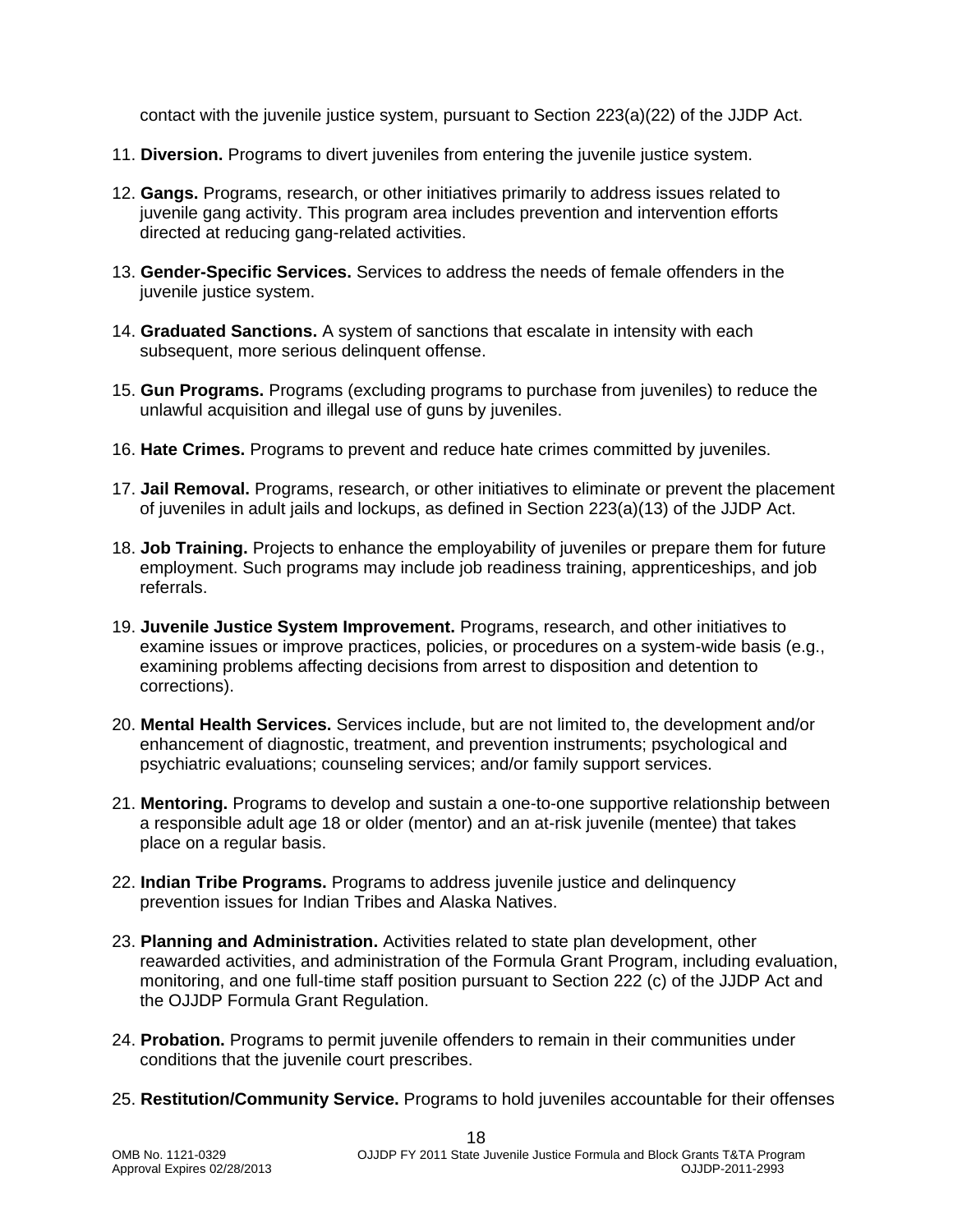contact with the juvenile justice system, pursuant to Section 223(a)(22) of the JJDP Act.

11. **Diversion.** Programs to divert juveniles from entering the juvenile justice system.

12. **Gangs.** Programs, research, or other initiatives primarily to address issues related to juvenile gang activity. This program area includes prevention and intervention efforts directed at reducing gang-related activities.

13. **Gender-Specific Services.** Services to address the needs of female offenders in the juvenile justice system.

14. **Graduated Sanctions.** A system of sanctions that escalate in intensity with each subsequent, more serious delinquent offense.

15. **Gun Programs.** Programs (excluding programs to purchase from juveniles) to reduce the unlawful acquisition and illegal use of guns by juveniles.

16. **Hate Crimes.** Programs to prevent and reduce hate crimes committed by juveniles.

17. **Jail Removal.** Programs, research, or other initiatives to eliminate or prevent the placement of juveniles in adult jails and lockups, as defined in Section 223(a)(13) of the JJDP Act.

18. **Job Training.** Projects to enhance the employability of juveniles or prepare them for future employment. Such programs may include job readiness training, apprenticeships, and job referrals.

19. **Juvenile Justice System Improvement.** Programs, research, and other initiatives to examine issues or improve practices, policies, or procedures on a system-wide basis (e.g., examining problems affecting decisions from arrest to disposition and detention to corrections).

20. **Mental Health Services.** Services include, but are not limited to, the development and/or enhancement of diagnostic, treatment, and prevention instruments; psychological and psychiatric evaluations; counseling services; and/or family support services.

21. **Mentoring.** Programs to develop and sustain a one-to-one supportive relationship between a responsible adult age 18 or older (mentor) and an at-risk juvenile (mentee) that takes place on a regular basis.

22. **Indian Tribe Programs.** Programs to address juvenile justice and delinquency prevention issues for Indian Tribes and Alaska Natives.

23. **Planning and Administration.** Activities related to state plan development, other reawarded activities, and administration of the Formula Grant Program, including evaluation, monitoring, and one full-time staff position pursuant to Section 222 (c) of the JJDP Act and the OJJDP Formula Grant Regulation.

24. **Probation.** Programs to permit juvenile offenders to remain in their communities under conditions that the juvenile court prescribes.

25. **Restitution/Community Service.** Programs to hold juveniles accountable for their offenses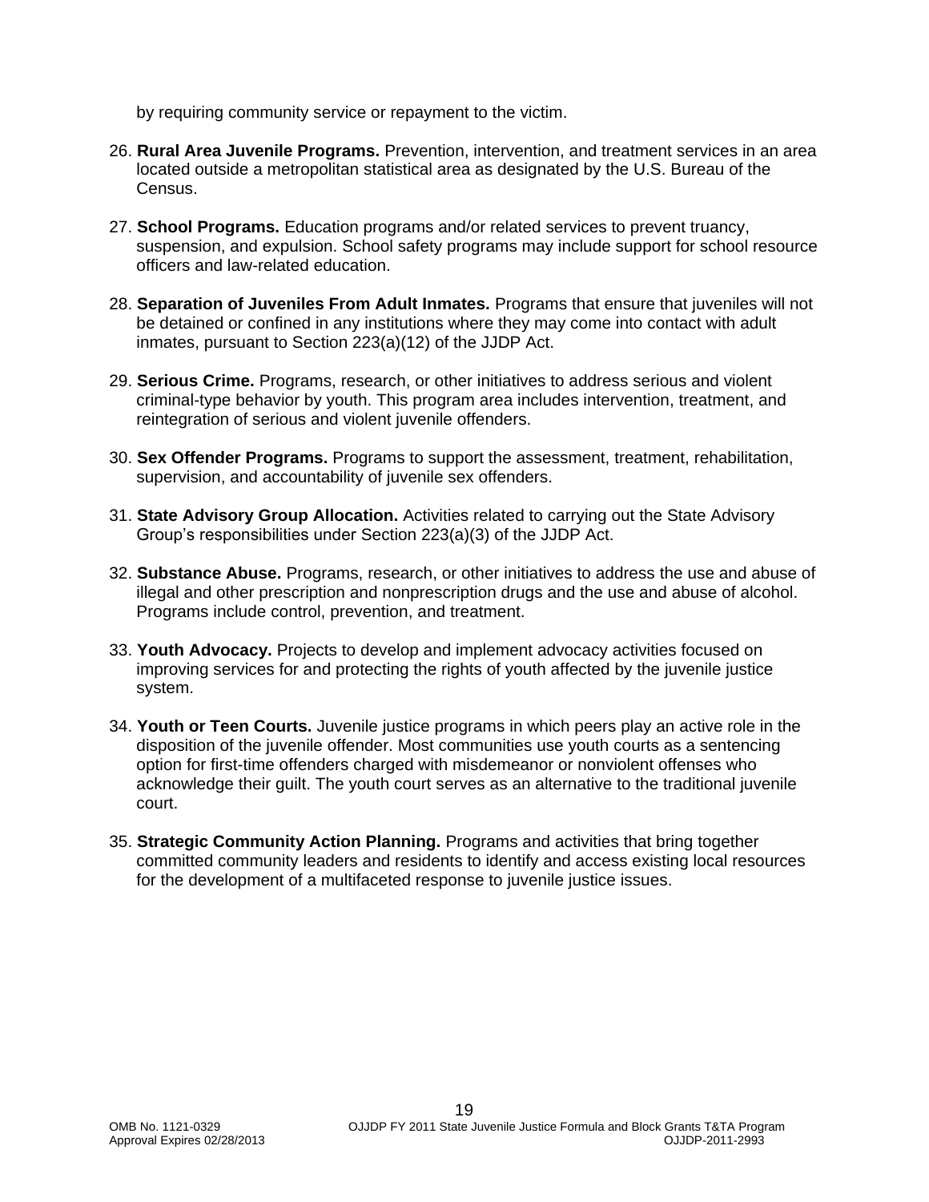by requiring community service or repayment to the victim.

26. **Rural Area Juvenile Programs.** Prevention, intervention, and treatment services in an area located outside a metropolitan statistical area as designated by the U.S. Bureau of the Census.

27. **School Programs.** Education programs and/or related services to prevent truancy, suspension, and expulsion. School safety programs may include support for school resource officers and law-related education.

28. **Separation of Juveniles From Adult Inmates.** Programs that ensure that juveniles will not be detained or confined in any institutions where they may come into contact with adult inmates, pursuant to Section 223(a)(12) of the JJDP Act.

29. **Serious Crime.** Programs, research, or other initiatives to address serious and violent criminal-type behavior by youth. This program area includes intervention, treatment, and reintegration of serious and violent juvenile offenders.

30. **Sex Offender Programs.** Programs to support the assessment, treatment, rehabilitation, supervision, and accountability of juvenile sex offenders.

31. **State Advisory Group Allocation.** Activities related to carrying out the State Advisory Group's responsibilities under Section 223(a)(3) of the JJDP Act.

32. **Substance Abuse.** Programs, research, or other initiatives to address the use and abuse of illegal and other prescription and nonprescription drugs and the use and abuse of alcohol. Programs include control, prevention, and treatment.

33. **Youth Advocacy.** Projects to develop and implement advocacy activities focused on improving services for and protecting the rights of youth affected by the juvenile justice system.

34. **Youth or Teen Courts.** Juvenile justice programs in which peers play an active role in the disposition of the juvenile offender. Most communities use youth courts as a sentencing option for first-time offenders charged with misdemeanor or nonviolent offenses who acknowledge their guilt. The youth court serves as an alternative to the traditional juvenile court.

35. **Strategic Community Action Planning.** Programs and activities that bring together committed community leaders and residents to identify and access existing local resources for the development of a multifaceted response to juvenile justice issues.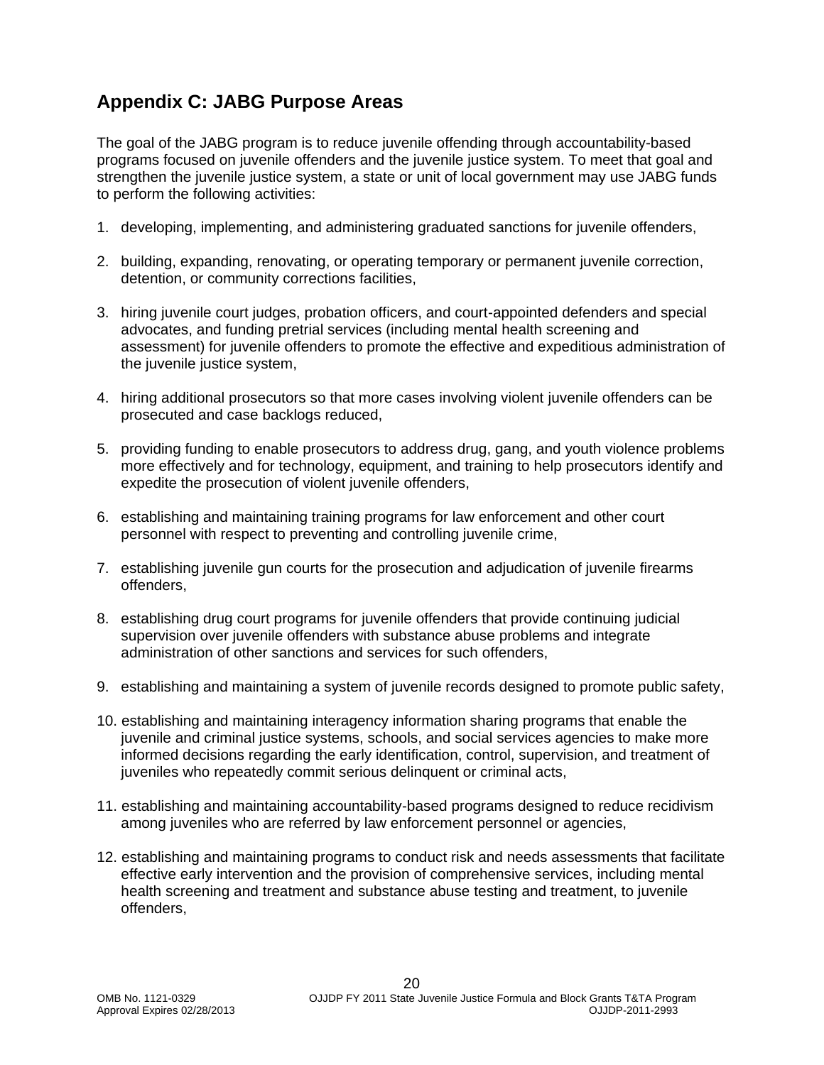## Appendix C: JABG Purpose Areas

The goal of the JABG program is to reduce juvenile offending through accountability-based programs focused on juvenile offenders and the juvenile justice system. To meet that goal and strengthen the juvenile justice system, a state or unit of local government may use JABG funds to perform the following activities:

1. developing, implementing, and administering graduated sanctions for juvenile offenders,

2. building, expanding, renovating, or operating temporary or permanent juvenile correction, detention, or community corrections facilities,

3. hiring juvenile court judges, probation officers, and court-appointed defenders and special advocates, and funding pretrial services (including mental health screening and assessment) for juvenile offenders to promote the effective and expeditious administration of the juvenile justice system,

4. hiring additional prosecutors so that more cases involving violent juvenile offenders can be prosecuted and case backlogs reduced,

5. providing funding to enable prosecutors to address drug, gang, and youth violence problems more effectively and for technology, equipment, and training to help prosecutors identify and expedite the prosecution of violent juvenile offenders,

6. establishing and maintaining training programs for law enforcement and other court personnel with respect to preventing and controlling juvenile crime,

7. establishing juvenile gun courts for the prosecution and adjudication of juvenile firearms offenders,

8. establishing drug court programs for juvenile offenders that provide continuing judicial supervision over juvenile offenders with substance abuse problems and integrate administration of other sanctions and services for such offenders,

9. establishing and maintaining a system of juvenile records designed to promote public safety,

10. establishing and maintaining interagency information sharing programs that enable the juvenile and criminal justice systems, schools, and social services agencies to make more informed decisions regarding the early identification, control, supervision, and treatment of juveniles who repeatedly commit serious delinquent or criminal acts,

11. establishing and maintaining accountability-based programs designed to reduce recidivism among juveniles who are referred by law enforcement personnel or agencies,

12. establishing and maintaining programs to conduct risk and needs assessments that facilitate effective early intervention and the provision of comprehensive services, including mental health screening and treatment and substance abuse testing and treatment, to juvenile offenders,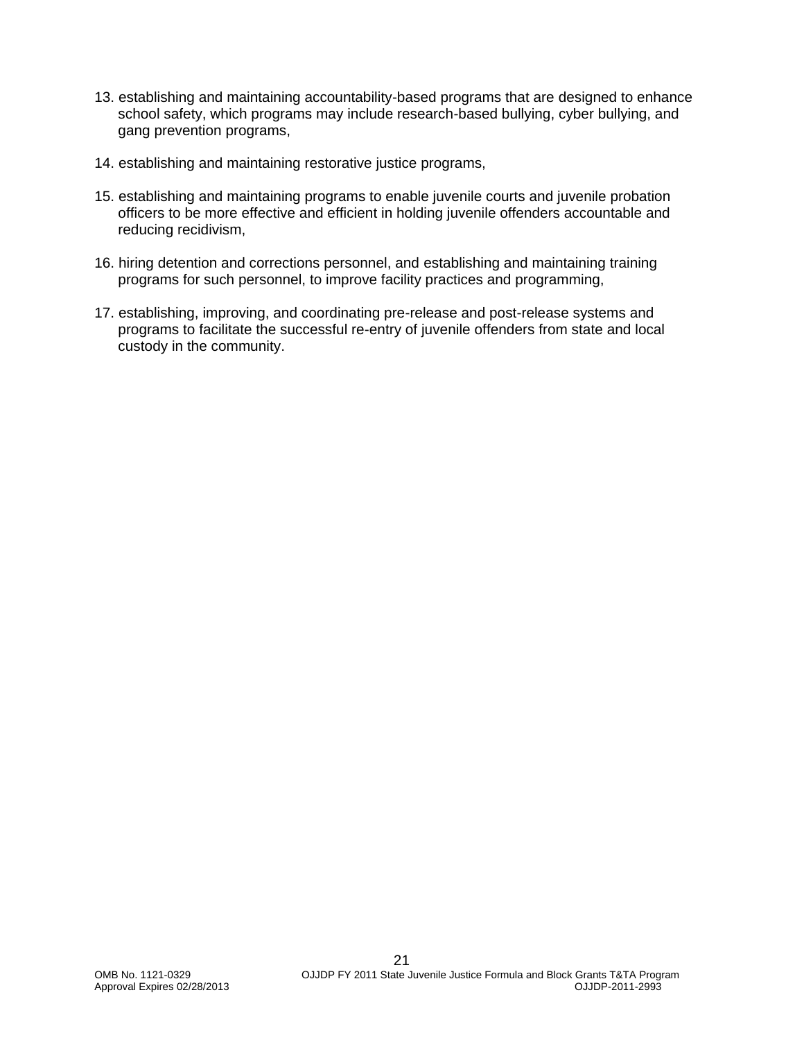13. establishing and maintaining accountability-based programs that are designed to enhance school safety, which programs may include research-based bullying, cyber bullying, and gang prevention programs,

14. establishing and maintaining restorative justice programs,

15. establishing and maintaining programs to enable juvenile courts and juvenile probation officers to be more effective and efficient in holding juvenile offenders accountable and reducing recidivism,

16. hiring detention and corrections personnel, and establishing and maintaining training programs for such personnel, to improve facility practices and programming,

17. establishing, improving, and coordinating pre-release and post-release systems and programs to facilitate the successful re-entry of juvenile offenders from state and local custody in the community.